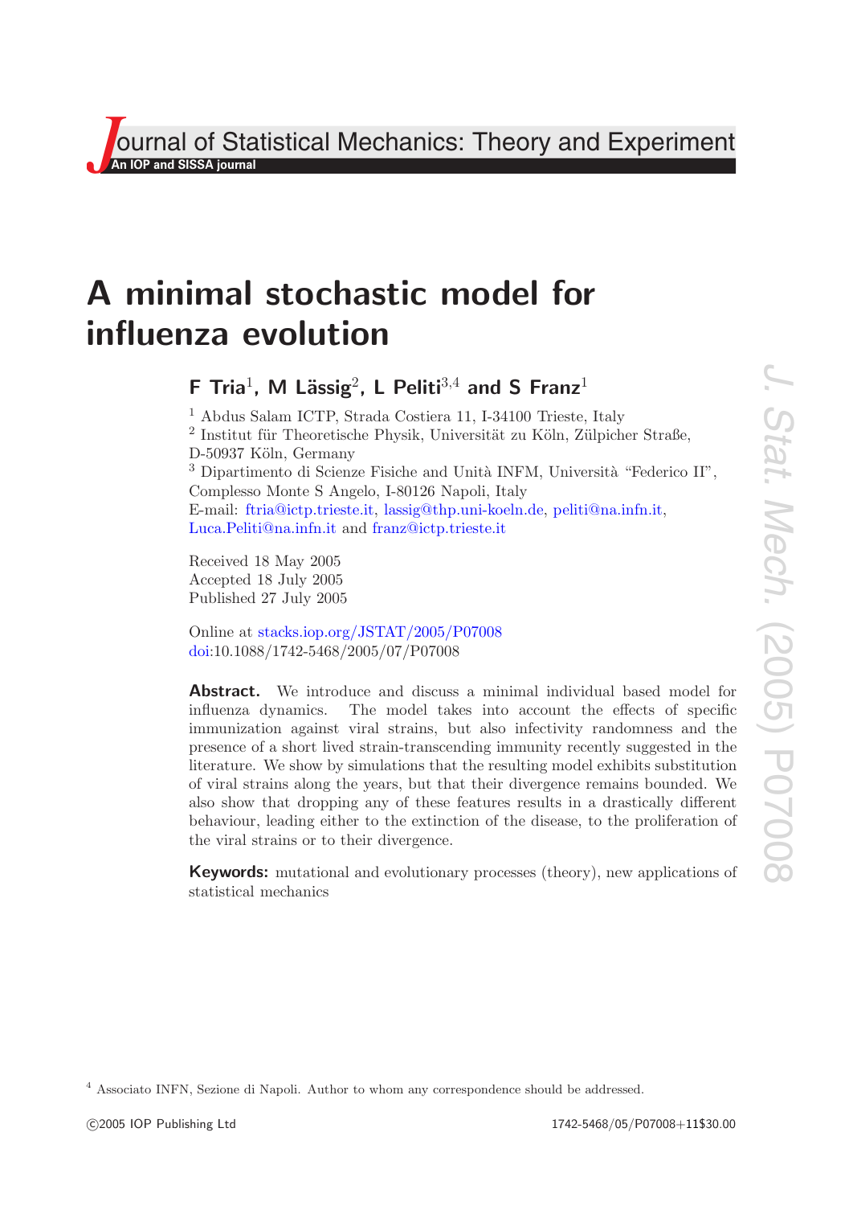# A minimal stochastic model for influenza evolution

**F Tria[1], M Lässig[2], L Peliti[3,4] and S Franz[1]**

[1] Abdus Salam ICTP, Strada Costiera 11, I-34100 Trieste, Italy
[2] Institut für Theoretische Physik, Universität zu Köln, Zülpicher Straße, D-50937 Köln, Germany
[3] Dipartimento di Scienze Fisiche and Unità INFM, Università "Federico II", Complesso Monte S Angelo, I-80126 Napoli, Italy
E-mail: ftria@ictp.trieste.it, lassig@thp.uni-koeln.de, peliti@na.infn.it, Luca.Peliti@na.infn.it and franz@ictp.trieste.it

Received 18 May 2005
Accepted 18 July 2005
Published 27 July 2005

Online at stacks.iop.org/JSTAT/2005/P07008
doi:10.1088/1742-5468/2005/07/P07008

**Abstract.** We introduce and discuss a minimal individual based model for influenza dynamics. The model takes into account the effects of specific immunization against viral strains, but also infectivity randomness and the presence of a short lived strain-transcending immunity recently suggested in the literature. We show by simulations that the resulting model exhibits substitution of viral strains along the years, but that their divergence remains bounded. We also show that dropping any of these features results in a drastically different behaviour, leading either to the extinction of the disease, to the proliferation of the viral strains or to their divergence.

**Keywords:** mutational and evolutionary processes (theory), new applications of statistical mechanics

[4] Associato INFN, Sezione di Napoli. Author to whom any correspondence should be addressed.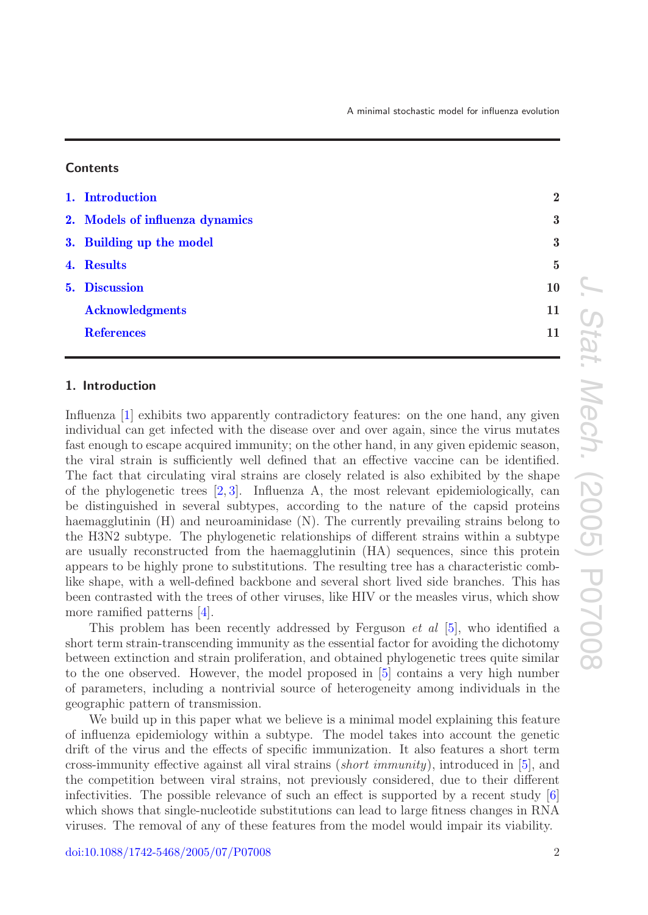## Contents

1. Introduction 2
2. Models of influenza dynamics 3
3. Building up the model 3
4. Results 5
5. Discussion 10

Acknowledgments 11

References 11

## 1. Introduction

Influenza [1] exhibits two apparently contradictory features: on the one hand, any given individual can get infected with the disease over and over again, since the virus mutates fast enough to escape acquired immunity; on the other hand, in any given epidemic season, the viral strain is sufficiently well defined that an effective vaccine can be identified. The fact that circulating viral strains are closely related is also exhibited by the shape of the phylogenetic trees [2, 3]. Influenza A, the most relevant epidemiologically, can be distinguished in several subtypes, according to the nature of the capsid proteins haemagglutinin (H) and neuroaminidase (N). The currently prevailing strains belong to the H3N2 subtype. The phylogenetic relationships of different strains within a subtype are usually reconstructed from the haemagglutinin (HA) sequences, since this protein appears to be highly prone to substitutions. The resulting tree has a characteristic comb-like shape, with a well-defined backbone and several short lived side branches. This has been contrasted with the trees of other viruses, like HIV or the measles virus, which show more ramified patterns [4].

This problem has been recently addressed by Ferguson *et al* [5], who identified a short term strain-transcending immunity as the essential factor for avoiding the dichotomy between extinction and strain proliferation, and obtained phylogenetic trees quite similar to the one observed. However, the model proposed in [5] contains a very high number of parameters, including a nontrivial source of heterogeneity among individuals in the geographic pattern of transmission.

We build up in this paper what we believe is a minimal model explaining this feature of influenza epidemiology within a subtype. The model takes into account the genetic drift of the virus and the effects of specific immunization. It also features a short term cross-immunity effective against all viral strains (*short immunity*), introduced in [5], and the competition between viral strains, not previously considered, due to their different infectivities. The possible relevance of such an effect is supported by a recent study [6] which shows that single-nucleotide substitutions can lead to large fitness changes in RNA viruses. The removal of any of these features from the model would impair its viability.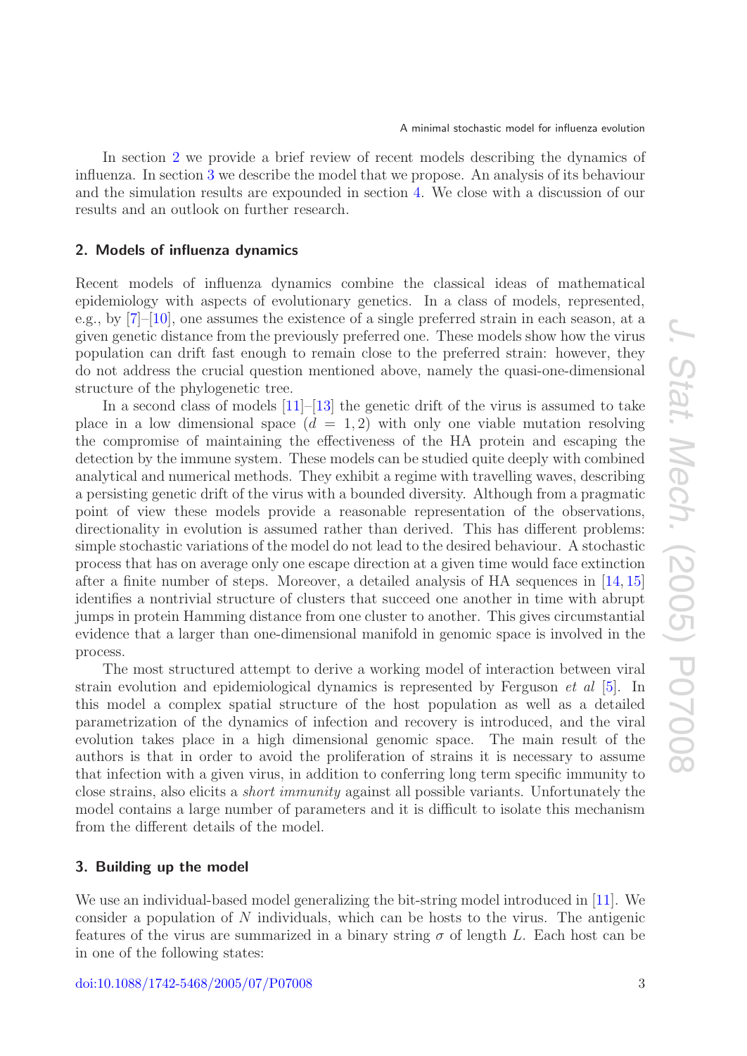In section 2 we provide a brief review of recent models describing the dynamics of influenza. In section 3 we describe the model that we propose. An analysis of its behaviour and the simulation results are expounded in section 4. We close with a discussion of our results and an outlook on further research.

## 2. Models of influenza dynamics

Recent models of influenza dynamics combine the classical ideas of mathematical epidemiology with aspects of evolutionary genetics. In a class of models, represented, e.g., by [7]–[10], one assumes the existence of a single preferred strain in each season, at a given genetic distance from the previously preferred one. These models show how the virus population can drift fast enough to remain close to the preferred strain: however, they do not address the crucial question mentioned above, namely the quasi-one-dimensional structure of the phylogenetic tree.

In a second class of models [11]–[13] the genetic drift of the virus is assumed to take place in a low dimensional space ($d = 1, 2$) with only one viable mutation resolving the compromise of maintaining the effectiveness of the HA protein and escaping the detection by the immune system. These models can be studied quite deeply with combined analytical and numerical methods. They exhibit a regime with travelling waves, describing a persisting genetic drift of the virus with a bounded diversity. Although from a pragmatic point of view these models provide a reasonable representation of the observations, directionality in evolution is assumed rather than derived. This has different problems: simple stochastic variations of the model do not lead to the desired behaviour. A stochastic process that has on average only one escape direction at a given time would face extinction after a finite number of steps. Moreover, a detailed analysis of HA sequences in [14, 15] identifies a nontrivial structure of clusters that succeed one another in time with abrupt jumps in protein Hamming distance from one cluster to another. This gives circumstantial evidence that a larger than one-dimensional manifold in genomic space is involved in the process.

The most structured attempt to derive a working model of interaction between viral strain evolution and epidemiological dynamics is represented by Ferguson *et al* [5]. In this model a complex spatial structure of the host population as well as a detailed parametrization of the dynamics of infection and recovery is introduced, and the viral evolution takes place in a high dimensional genomic space. The main result of the authors is that in order to avoid the proliferation of strains it is necessary to assume that infection with a given virus, in addition to conferring long term specific immunity to close strains, also elicits a *short immunity* against all possible variants. Unfortunately the model contains a large number of parameters and it is difficult to isolate this mechanism from the different details of the model.

## 3. Building up the model

We use an individual-based model generalizing the bit-string model introduced in [11]. We consider a population of $N$ individuals, which can be hosts to the virus. The antigenic features of the virus are summarized in a binary string $\sigma$ of length $L$. Each host can be in one of the following states: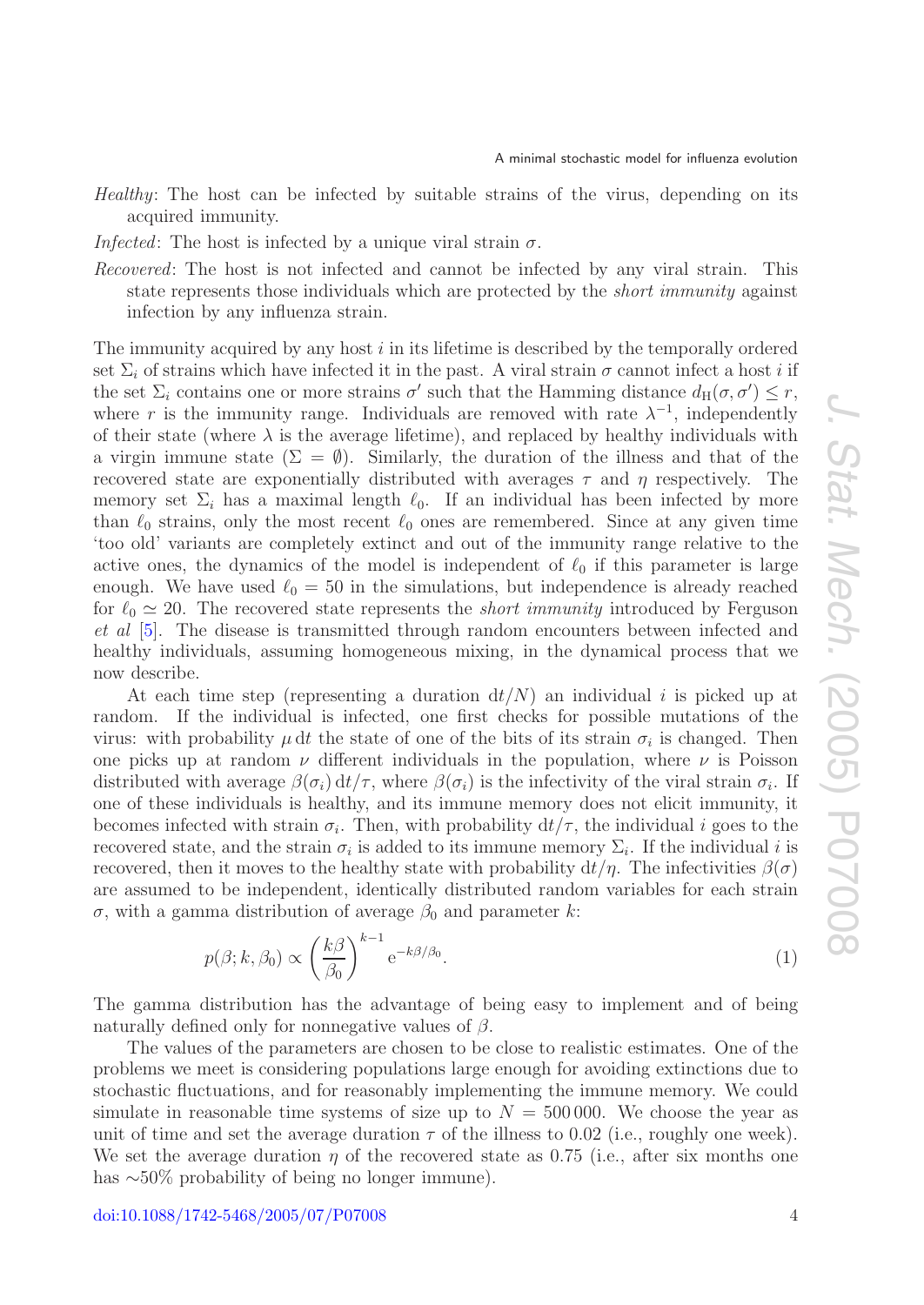*Healthy*: The host can be infected by suitable strains of the virus, depending on its acquired immunity.

*Infected*: The host is infected by a unique viral strain $\sigma$.

*Recovered*: The host is not infected and cannot be infected by any viral strain. This state represents those individuals which are protected by the *short immunity* against infection by any influenza strain.

The immunity acquired by any host $i$ in its lifetime is described by the temporally ordered set $\Sigma_i$ of strains which have infected it in the past. A viral strain $\sigma$ cannot infect a host $i$ if the set $\Sigma_i$ contains one or more strains $\sigma'$ such that the Hamming distance $d_{\mathrm{H}}(\sigma, \sigma') \leq r$, where $r$ is the immunity range. Individuals are removed with rate $\lambda^{-1}$, independently of their state (where $\lambda$ is the average lifetime), and replaced by healthy individuals with a virgin immune state ($\Sigma = \emptyset$). Similarly, the duration of the illness and that of the recovered state are exponentially distributed with averages $\tau$ and $\eta$ respectively. The memory set $\Sigma_i$ has a maximal length $\ell_0$. If an individual has been infected by more than $\ell_0$ strains, only the most recent $\ell_0$ ones are remembered. Since at any given time 'too old' variants are completely extinct and out of the immunity range relative to the active ones, the dynamics of the model is independent of $\ell_0$ if this parameter is large enough. We have used $\ell_0 = 50$ in the simulations, but independence is already reached for $\ell_0 \simeq 20$. The recovered state represents the *short immunity* introduced by Ferguson *et al* [5]. The disease is transmitted through random encounters between infected and healthy individuals, assuming homogeneous mixing, in the dynamical process that we now describe.

At each time step (representing a duration $\mathrm{d}t/N$) an individual $i$ is picked up at random. If the individual is infected, one first checks for possible mutations of the virus: with probability $\mu\,\mathrm{d}t$ the state of one of the bits of its strain $\sigma_i$ is changed. Then one picks up at random $\nu$ different individuals in the population, where $\nu$ is Poisson distributed with average $\beta(\sigma_i)\,\mathrm{d}t/\tau$, where $\beta(\sigma_i)$ is the infectivity of the viral strain $\sigma_i$. If one of these individuals is healthy, and its immune memory does not elicit immunity, it becomes infected with strain $\sigma_i$. Then, with probability $\mathrm{d}t/\tau$, the individual $i$ goes to the recovered state, and the strain $\sigma_i$ is added to its immune memory $\Sigma_i$. If the individual $i$ is recovered, then it moves to the healthy state with probability $\mathrm{d}t/\eta$. The infectivities $\beta(\sigma)$ are assumed to be independent, identically distributed random variables for each strain $\sigma$, with a gamma distribution of average $\beta_0$ and parameter $k$:

$$p(\beta; k, \beta_0) \propto \left(\frac{k\beta}{\beta_0}\right)^{k-1} \mathrm{e}^{-k\beta/\beta_0}. \tag{1}$$

The gamma distribution has the advantage of being easy to implement and of being naturally defined only for nonnegative values of $\beta$.

The values of the parameters are chosen to be close to realistic estimates. One of the problems we meet is considering populations large enough for avoiding extinctions due to stochastic fluctuations, and for reasonably implementing the immune memory. We could simulate in reasonable time systems of size up to $N = 500\,000$. We choose the year as unit of time and set the average duration $\tau$ of the illness to 0.02 (i.e., roughly one week). We set the average duration $\eta$ of the recovered state as 0.75 (i.e., after six months one has $\sim$50% probability of being no longer immune).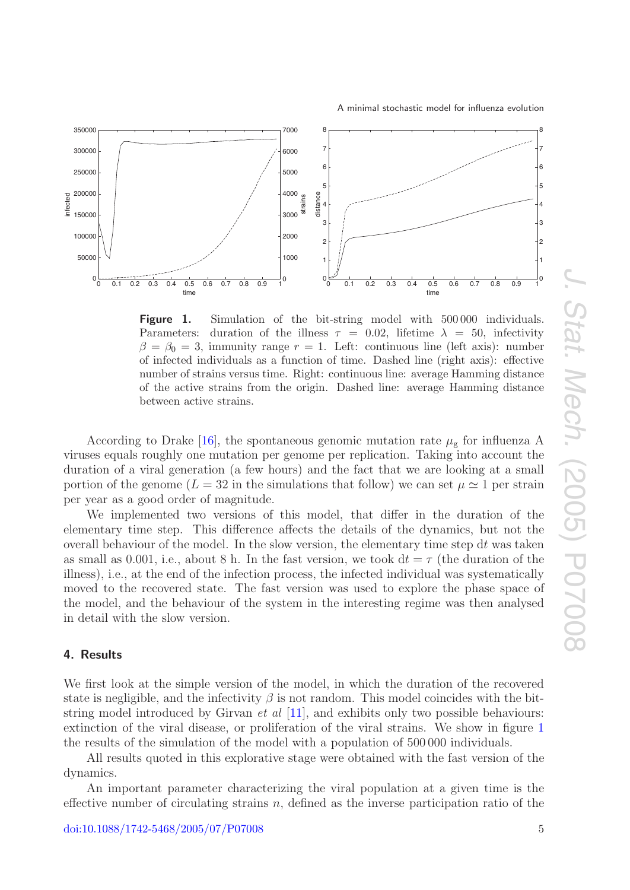**Figure 1.** Simulation of the bit-string model with 500 000 individuals. Parameters: duration of the illness $\tau = 0.02$, lifetime $\lambda = 50$, infectivity $\beta = \beta_0 = 3$, immunity range $r = 1$. Left: continuous line (left axis): number of infected individuals as a function of time. Dashed line (right axis): effective number of strains versus time. Right: continuous line: average Hamming distance of the active strains from the origin. Dashed line: average Hamming distance between active strains.

According to Drake [16], the spontaneous genomic mutation rate $\mu_g$ for influenza A viruses equals roughly one mutation per genome per replication. Taking into account the duration of a viral generation (a few hours) and the fact that we are looking at a small portion of the genome ($L = 32$ in the simulations that follow) we can set $\mu \simeq 1$ per strain per year as a good order of magnitude.

We implemented two versions of this model, that differ in the duration of the elementary time step. This difference affects the details of the dynamics, but not the overall behaviour of the model. In the slow version, the elementary time step $\mathrm{d}t$ was taken as small as 0.001, i.e., about 8 h. In the fast version, we took $\mathrm{d}t = \tau$ (the duration of the illness), i.e., at the end of the infection process, the infected individual was systematically moved to the recovered state. The fast version was used to explore the phase space of the model, and the behaviour of the system in the interesting regime was then analysed in detail with the slow version.

## 4. Results

We first look at the simple version of the model, in which the duration of the recovered state is negligible, and the infectivity $\beta$ is not random. This model coincides with the bit-string model introduced by Girvan *et al* [11], and exhibits only two possible behaviours: extinction of the viral disease, or proliferation of the viral strains. We show in figure 1 the results of the simulation of the model with a population of 500 000 individuals.

All results quoted in this explorative stage were obtained with the fast version of the dynamics.

An important parameter characterizing the viral population at a given time is the effective number of circulating strains $n$, defined as the inverse participation ratio of the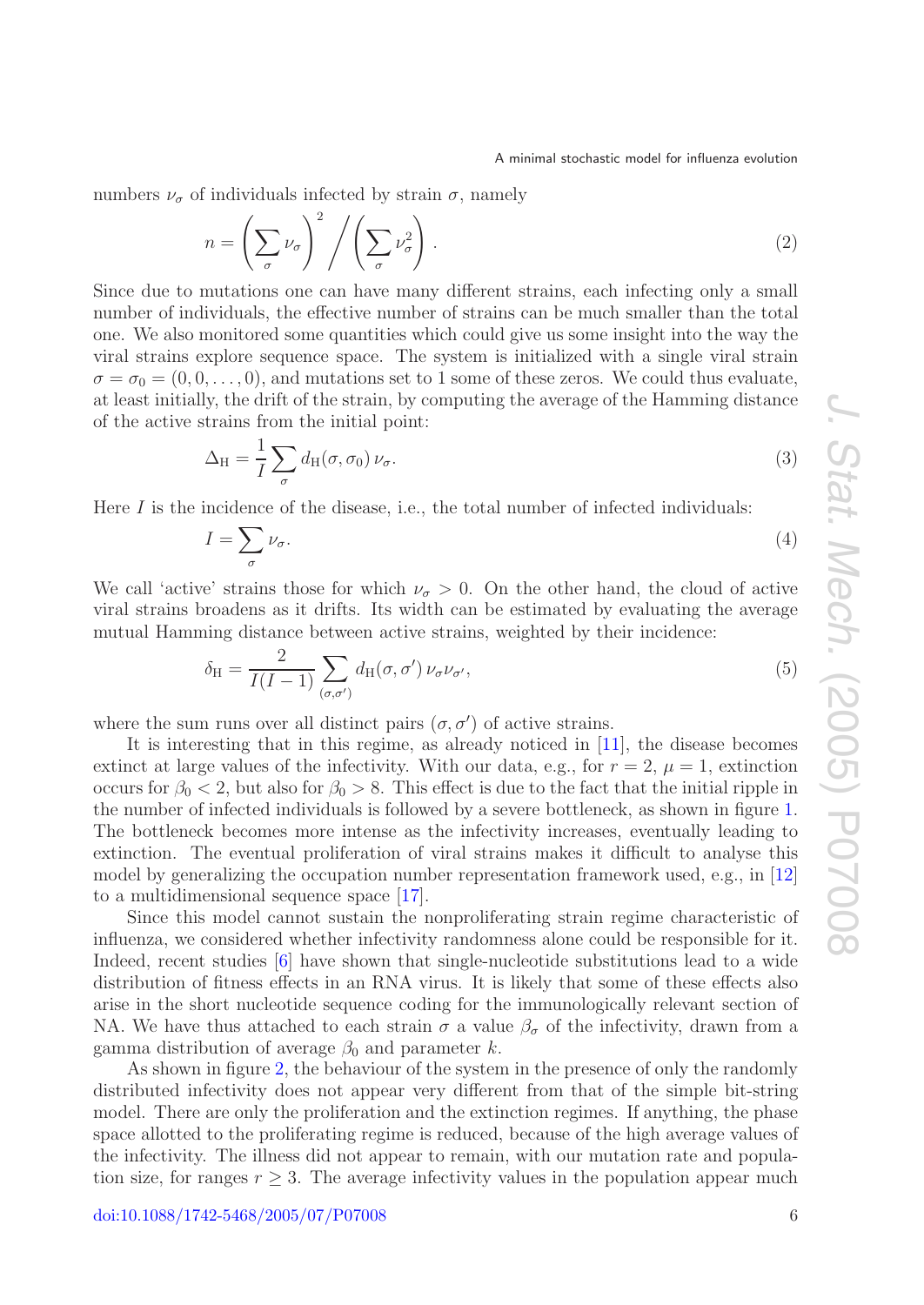numbers $\nu_\sigma$ of individuals infected by strain $\sigma$, namely

$$n = \left(\sum_\sigma \nu_\sigma\right)^2 \Bigg/ \left(\sum_\sigma \nu_\sigma^2\right). \tag{2}$$

Since due to mutations one can have many different strains, each infecting only a small number of individuals, the effective number of strains can be much smaller than the total one. We also monitored some quantities which could give us some insight into the way the viral strains explore sequence space. The system is initialized with a single viral strain $\sigma = \sigma_0 = (0, 0, \ldots, 0)$, and mutations set to 1 some of these zeros. We could thus evaluate, at least initially, the drift of the strain, by computing the average of the Hamming distance of the active strains from the initial point:

$$\Delta_{\mathrm{H}} = \frac{1}{I} \sum_\sigma d_{\mathrm{H}}(\sigma, \sigma_0)\, \nu_\sigma. \tag{3}$$

Here $I$ is the incidence of the disease, i.e., the total number of infected individuals:

$$I = \sum_\sigma \nu_\sigma. \tag{4}$$

We call 'active' strains those for which $\nu_\sigma > 0$. On the other hand, the cloud of active viral strains broadens as it drifts. Its width can be estimated by evaluating the average mutual Hamming distance between active strains, weighted by their incidence:

$$\delta_{\mathrm{H}} = \frac{2}{I(I-1)} \sum_{(\sigma,\sigma')} d_{\mathrm{H}}(\sigma, \sigma')\, \nu_\sigma \nu_{\sigma'}, \tag{5}$$

where the sum runs over all distinct pairs $(\sigma, \sigma')$ of active strains.

It is interesting that in this regime, as already noticed in [11], the disease becomes extinct at large values of the infectivity. With our data, e.g., for $r = 2$, $\mu = 1$, extinction occurs for $\beta_0 < 2$, but also for $\beta_0 > 8$. This effect is due to the fact that the initial ripple in the number of infected individuals is followed by a severe bottleneck, as shown in figure 1. The bottleneck becomes more intense as the infectivity increases, eventually leading to extinction. The eventual proliferation of viral strains makes it difficult to analyse this model by generalizing the occupation number representation framework used, e.g., in [12] to a multidimensional sequence space [17].

Since this model cannot sustain the nonproliferating strain regime characteristic of influenza, we considered whether infectivity randomness alone could be responsible for it. Indeed, recent studies [6] have shown that single-nucleotide substitutions lead to a wide distribution of fitness effects in an RNA virus. It is likely that some of these effects also arise in the short nucleotide sequence coding for the immunologically relevant section of NA. We have thus attached to each strain $\sigma$ a value $\beta_\sigma$ of the infectivity, drawn from a gamma distribution of average $\beta_0$ and parameter $k$.

As shown in figure 2, the behaviour of the system in the presence of only the randomly distributed infectivity does not appear very different from that of the simple bit-string model. There are only the proliferation and the extinction regimes. If anything, the phase space allotted to the proliferating regime is reduced, because of the high average values of the infectivity. The illness did not appear to remain, with our mutation rate and population size, for ranges $r \geq 3$. The average infectivity values in the population appear much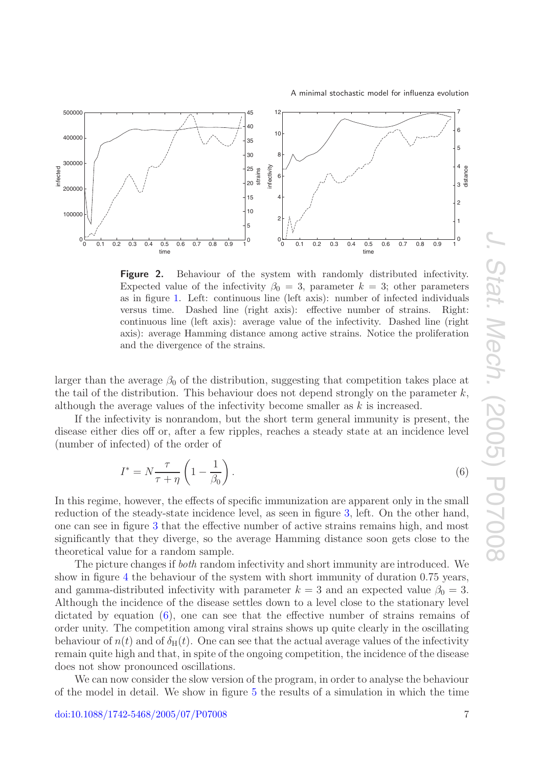**Figure 2.** Behaviour of the system with randomly distributed infectivity. Expected value of the infectivity $\beta_0 = 3$, parameter $k = 3$; other parameters as in figure 1. Left: continuous line (left axis): number of infected individuals versus time. Dashed line (right axis): effective number of strains. Right: continuous line (left axis): average value of the infectivity. Dashed line (right axis): average Hamming distance among active strains. Notice the proliferation and the divergence of the strains.

larger than the average $\beta_0$ of the distribution, suggesting that competition takes place at the tail of the distribution. This behaviour does not depend strongly on the parameter $k$, although the average values of the infectivity become smaller as $k$ is increased.

If the infectivity is nonrandom, but the short term general immunity is present, the disease either dies off or, after a few ripples, reaches a steady state at an incidence level (number of infected) of the order of

$$I^* = N\frac{\tau}{\tau + \eta}\left(1 - \frac{1}{\beta_0}\right). \tag{6}$$

In this regime, however, the effects of specific immunization are apparent only in the small reduction of the steady-state incidence level, as seen in figure 3, left. On the other hand, one can see in figure 3 that the effective number of active strains remains high, and most significantly that they diverge, so the average Hamming distance soon gets close to the theoretical value for a random sample.

The picture changes if *both* random infectivity and short immunity are introduced. We show in figure 4 the behaviour of the system with short immunity of duration 0.75 years, and gamma-distributed infectivity with parameter $k = 3$ and an expected value $\beta_0 = 3$. Although the incidence of the disease settles down to a level close to the stationary level dictated by equation (6), one can see that the effective number of strains remains of order unity. The competition among viral strains shows up quite clearly in the oscillating behaviour of $n(t)$ and of $\delta_{\mathrm{H}}(t)$. One can see that the actual average values of the infectivity remain quite high and that, in spite of the ongoing competition, the incidence of the disease does not show pronounced oscillations.

We can now consider the slow version of the program, in order to analyse the behaviour of the model in detail. We show in figure 5 the results of a simulation in which the time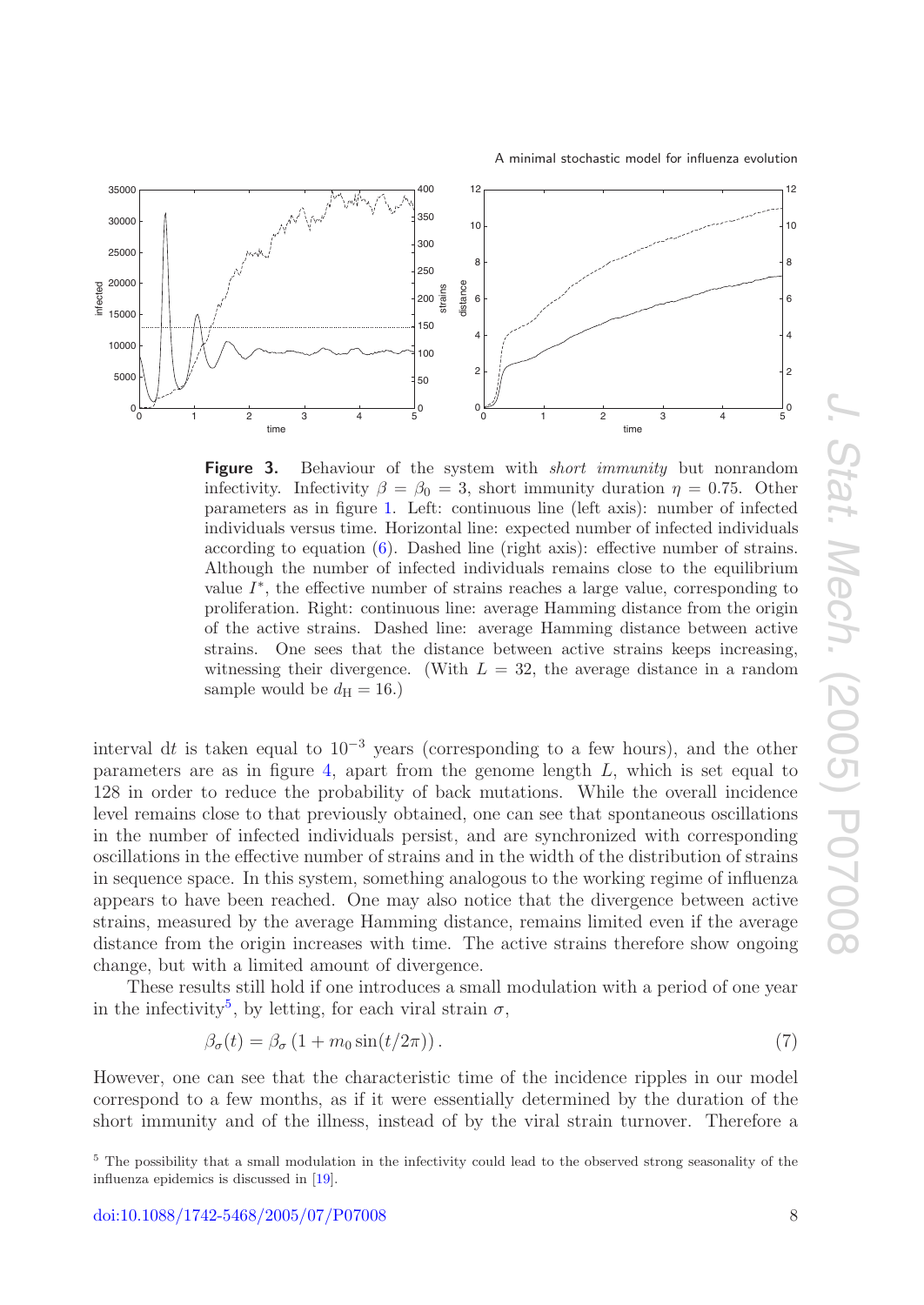**Figure 3.** Behaviour of the system with *short immunity* but nonrandom infectivity. Infectivity $\beta = \beta_0 = 3$, short immunity duration $\eta = 0.75$. Other parameters as in figure 1. Left: continuous line (left axis): number of infected individuals versus time. Horizontal line: expected number of infected individuals according to equation (6). Dashed line (right axis): effective number of strains. Although the number of infected individuals remains close to the equilibrium value $I^*$, the effective number of strains reaches a large value, corresponding to proliferation. Right: continuous line: average Hamming distance from the origin of the active strains. Dashed line: average Hamming distance between active strains. One sees that the distance between active strains keeps increasing, witnessing their divergence. (With $L = 32$, the average distance in a random sample would be $d_{\mathrm{H}} = 16$.)

interval $\mathrm{d}t$ is taken equal to $10^{-3}$ years (corresponding to a few hours), and the other parameters are as in figure 4, apart from the genome length $L$, which is set equal to 128 in order to reduce the probability of back mutations. While the overall incidence level remains close to that previously obtained, one can see that spontaneous oscillations in the number of infected individuals persist, and are synchronized with corresponding oscillations in the effective number of strains and in the width of the distribution of strains in sequence space. In this system, something analogous to the working regime of influenza appears to have been reached. One may also notice that the divergence between active strains, measured by the average Hamming distance, remains limited even if the average distance from the origin increases with time. The active strains therefore show ongoing change, but with a limited amount of divergence.

These results still hold if one introduces a small modulation with a period of one year in the infectivity[5], by letting, for each viral strain $\sigma$,

$$\beta_\sigma(t) = \beta_\sigma \left(1 + m_0 \sin(t/2\pi)\right). \tag{7}$$

However, one can see that the characteristic time of the incidence ripples in our model correspond to a few months, as if it were essentially determined by the duration of the short immunity and of the illness, instead of by the viral strain turnover. Therefore a

[5] The possibility that a small modulation in the infectivity could lead to the observed strong seasonality of the influenza epidemics is discussed in [19].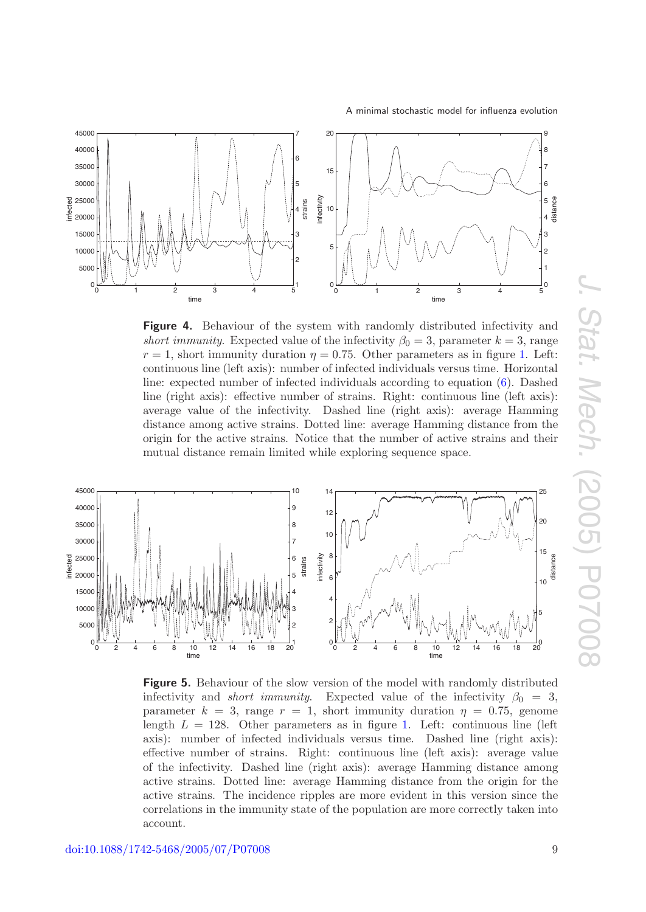**Figure 4.** Behaviour of the system with randomly distributed infectivity and *short immunity*. Expected value of the infectivity $\beta_0 = 3$, parameter $k = 3$, range $r = 1$, short immunity duration $\eta = 0.75$. Other parameters as in figure 1. Left: continuous line (left axis): number of infected individuals versus time. Horizontal line: expected number of infected individuals according to equation (6). Dashed line (right axis): effective number of strains. Right: continuous line (left axis): average value of the infectivity. Dashed line (right axis): average Hamming distance among active strains. Dotted line: average Hamming distance from the origin for the active strains. Notice that the number of active strains and their mutual distance remain limited while exploring sequence space.

**Figure 5.** Behaviour of the slow version of the model with randomly distributed infectivity and *short immunity*. Expected value of the infectivity $\beta_0 = 3$, parameter $k = 3$, range $r = 1$, short immunity duration $\eta = 0.75$, genome length $L = 128$. Other parameters as in figure 1. Left: continuous line (left axis): number of infected individuals versus time. Dashed line (right axis): effective number of strains. Right: continuous line (left axis): average value of the infectivity. Dashed line (right axis): average Hamming distance among active strains. Dotted line: average Hamming distance from the origin for the active strains. The incidence ripples are more evident in this version since the correlations in the immunity state of the population are more correctly taken into account.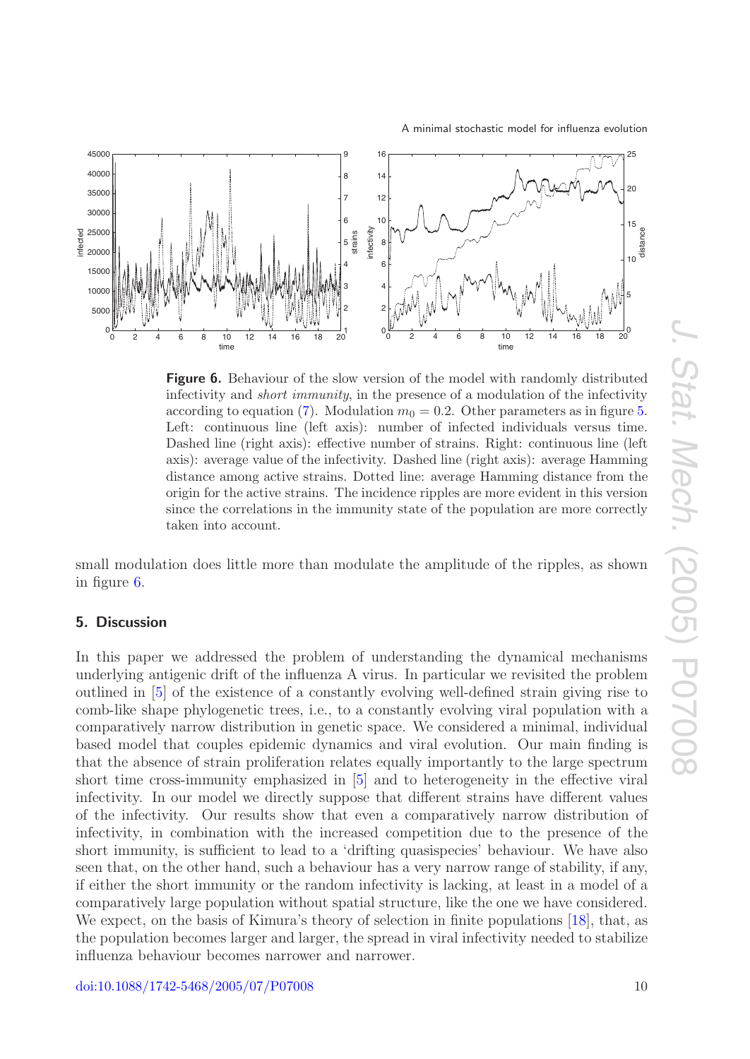**Figure 6.** Behaviour of the slow version of the model with randomly distributed infectivity and *short immunity*, in the presence of a modulation of the infectivity according to equation (7). Modulation $m_0 = 0.2$. Other parameters as in figure 5. Left: continuous line (left axis): number of infected individuals versus time. Dashed line (right axis): effective number of strains. Right: continuous line (left axis): average value of the infectivity. Dashed line (right axis): average Hamming distance among active strains. Dotted line: average Hamming distance from the origin for the active strains. The incidence ripples are more evident in this version since the correlations in the immunity state of the population are more correctly taken into account.

small modulation does little more than modulate the amplitude of the ripples, as shown in figure 6.

## 5. Discussion

In this paper we addressed the problem of understanding the dynamical mechanisms underlying antigenic drift of the influenza A virus. In particular we revisited the problem outlined in [5] of the existence of a constantly evolving well-defined strain giving rise to comb-like shape phylogenetic trees, i.e., to a constantly evolving viral population with a comparatively narrow distribution in genetic space. We considered a minimal, individual based model that couples epidemic dynamics and viral evolution. Our main finding is that the absence of strain proliferation relates equally importantly to the large spectrum short time cross-immunity emphasized in [5] and to heterogeneity in the effective viral infectivity. In our model we directly suppose that different strains have different values of the infectivity. Our results show that even a comparatively narrow distribution of infectivity, in combination with the increased competition due to the presence of the short immunity, is sufficient to lead to a 'drifting quasispecies' behaviour. We have also seen that, on the other hand, such a behaviour has a very narrow range of stability, if any, if either the short immunity or the random infectivity is lacking, at least in a model of a comparatively large population without spatial structure, like the one we have considered. We expect, on the basis of Kimura's theory of selection in finite populations [18], that, as the population becomes larger and larger, the spread in viral infectivity needed to stabilize influenza behaviour becomes narrower and narrower.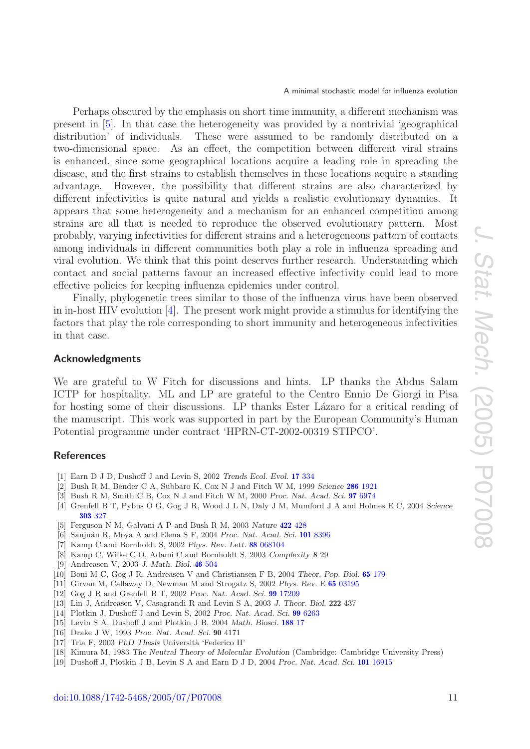Perhaps obscured by the emphasis on short time immunity, a different mechanism was present in [5]. In that case the heterogeneity was provided by a nontrivial 'geographical distribution' of individuals. These were assumed to be randomly distributed on a two-dimensional space. As an effect, the competition between different viral strains is enhanced, since some geographical locations acquire a leading role in spreading the disease, and the first strains to establish themselves in these locations acquire a standing advantage. However, the possibility that different strains are also characterized by different infectivities is quite natural and yields a realistic evolutionary dynamics. It appears that some heterogeneity and a mechanism for an enhanced competition among strains are all that is needed to reproduce the observed evolutionary pattern. Most probably, varying infectivities for different strains and a heterogeneous pattern of contacts among individuals in different communities both play a role in influenza spreading and viral evolution. We think that this point deserves further research. Understanding which contact and social patterns favour an increased effective infectivity could lead to more effective policies for keeping influenza epidemics under control.

Finally, phylogenetic trees similar to those of the influenza virus have been observed in in-host HIV evolution [4]. The present work might provide a stimulus for identifying the factors that play the role corresponding to short immunity and heterogeneous infectivities in that case.

## Acknowledgments

We are grateful to W Fitch for discussions and hints. LP thanks the Abdus Salam ICTP for hospitality. ML and LP are grateful to the Centro Ennio De Giorgi in Pisa for hosting some of their discussions. LP thanks Ester Lázaro for a critical reading of the manuscript. This work was supported in part by the European Community's Human Potential programme under contract 'HPRN-CT-2002-00319 STIPCO'.

## References

[1] Earn D J D, Dushoff J and Levin S, 2002 *Trends Ecol. Evol.* **17** 334
[2] Bush R M, Bender C A, Subbaro K, Cox N J and Fitch W M, 1999 *Science* **286** 1921
[3] Bush R M, Smith C B, Cox N J and Fitch W M, 2000 *Proc. Nat. Acad. Sci.* **97** 6974
[4] Grenfell B T, Pybus O G, Gog J R, Wood J L N, Daly J M, Mumford J A and Holmes E C, 2004 *Science* **303** 327
[5] Ferguson N M, Galvani A P and Bush R M, 2003 *Nature* **422** 428
[6] Sanjuán R, Moya A and Elena S F, 2004 *Proc. Nat. Acad. Sci.* **101** 8396
[7] Kamp C and Bornholdt S, 2002 *Phys. Rev. Lett.* **88** 068104
[8] Kamp C, Wilke C O, Adami C and Bornholdt S, 2003 *Complexity* **8** 29
[9] Andreasen V, 2003 *J. Math. Biol.* **46** 504
[10] Boni M C, Gog J R, Andreasen V and Christiansen F B, 2004 *Theor. Pop. Biol.* **65** 179
[11] Girvan M, Callaway D, Newman M and Strogatz S, 2002 *Phys. Rev.* E **65** 03195
[12] Gog J R and Grenfell B T, 2002 *Proc. Nat. Acad. Sci.* **99** 17209
[13] Lin J, Andreasen V, Casagrandi R and Levin S A, 2003 *J. Theor. Biol.* **222** 437
[14] Plotkin J, Dushoff J and Levin S, 2002 *Proc. Nat. Acad. Sci.* **99** 6263
[15] Levin S A, Dushoff J and Plotkin J B, 2004 *Math. Biosci.* **188** 17
[16] Drake J W, 1993 *Proc. Nat. Acad. Sci.* **90** 4171
[17] Tria F, 2003 *PhD Thesis* Università 'Federico II'
[18] Kimura M, 1983 *The Neutral Theory of Molecular Evolution* (Cambridge: Cambridge University Press)
[19] Dushoff J, Plotkin J B, Levin S A and Earn D J D, 2004 *Proc. Nat. Acad. Sci.* **101** 16915